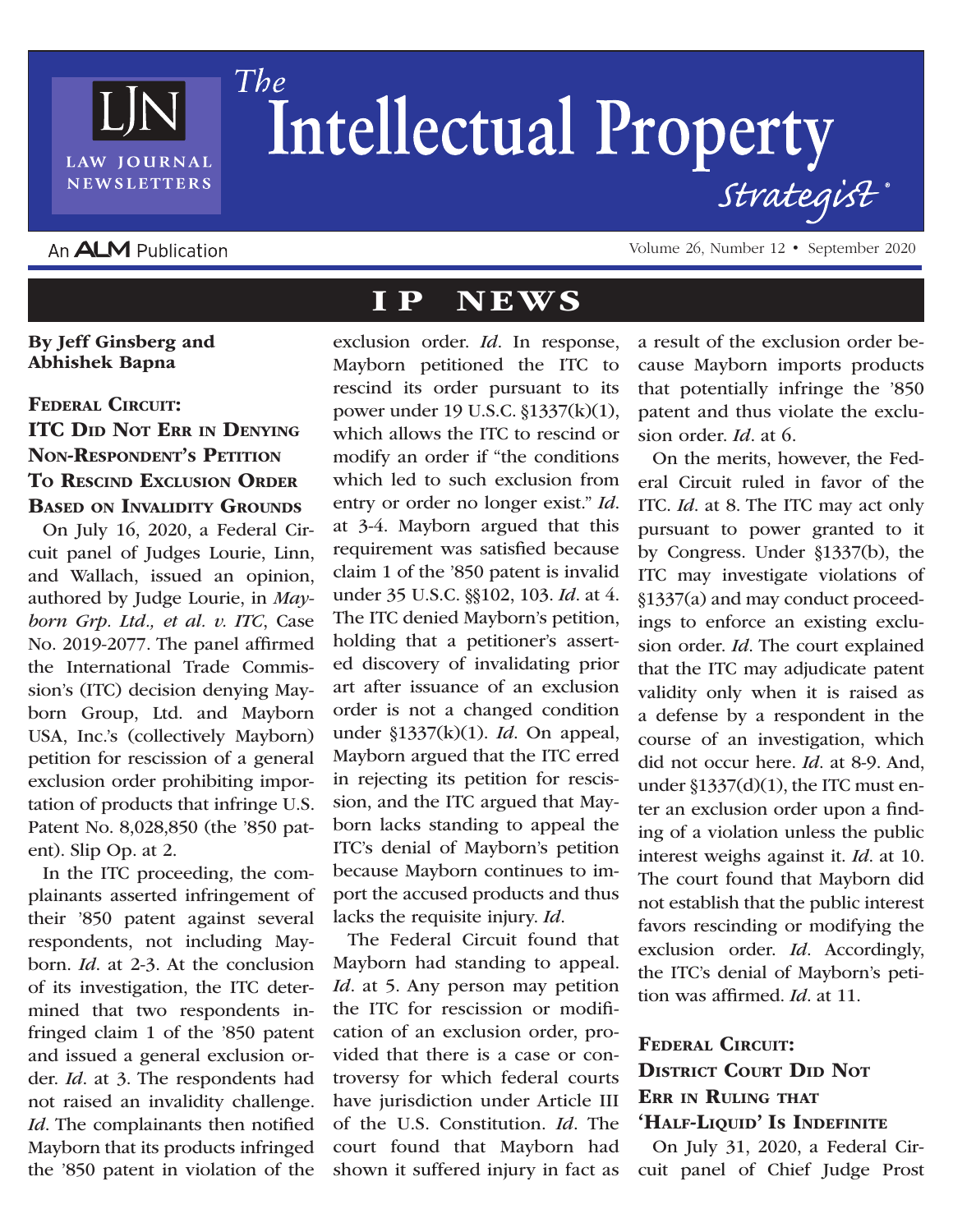# The Intellectual Property Strategist

## IP NEWS

**By Jeff Ginsberg and Abhishek Bapna**

### Federal Circuit: ITC Did Not Err in Denying Non-Respondent's Petition To Rescind Exclusion Order Based on Invalidity Grounds

On July 16, 2020, a Federal Circuit panel of Judges Lourie, Linn, and Wallach, issued an opinion, authored by Judge Lourie, in *Mayborn Grp. Ltd., et al. v. ITC*, Case No. 2019-2077. The panel affirmed the International Trade Commission's (ITC) decision denying Mayborn Group, Ltd. and Mayborn USA, Inc.'s (collectively Mayborn) petition for rescission of a general exclusion order prohibiting importation of products that infringe U.S. Patent No. 8,028,850 (the '850 patent). Slip Op. at 2.

In the ITC proceeding, the complainants asserted infringement of their '850 patent against several respondents, not including Mayborn. *Id*. at 2-3. At the conclusion of its investigation, the ITC determined that two respondents infringed claim 1 of the '850 patent and issued a general exclusion order. *Id*. at 3. The respondents had not raised an invalidity challenge. *Id*. The complainants then notified Mayborn that its products infringed the '850 patent in violation of the exclusion order. *Id*. In response, Mayborn petitioned the ITC to rescind its order pursuant to its power under 19 U.S.C. §1337(k)(1), which allows the ITC to rescind or modify an order if "the conditions which led to such exclusion from entry or order no longer exist." *Id*. at 3-4. Mayborn argued that this requirement was satisfied because claim 1 of the '850 patent is invalid under 35 U.S.C. §§102, 103. *Id*. at 4. The ITC denied Mayborn's petition, holding that a petitioner's asserted discovery of invalidating prior art after issuance of an exclusion order is not a changed condition under §1337(k)(1). *Id*. On appeal, Mayborn argued that the ITC erred in rejecting its petition for rescission, and the ITC argued that Mayborn lacks standing to appeal the ITC's denial of Mayborn's petition because Mayborn continues to import the accused products and thus lacks the requisite injury. *Id*.

The Federal Circuit found that Mayborn had standing to appeal. *Id*. at 5. Any person may petition the ITC for rescission or modification of an exclusion order, provided that there is a case or controversy for which federal courts have jurisdiction under Article III of the U.S. Constitution. *Id*. The court found that Mayborn had shown it suffered injury in fact as a result of the exclusion order because Mayborn imports products that potentially infringe the '850 patent and thus violate the exclusion order. *Id*. at 6.

On the merits, however, the Federal Circuit ruled in favor of the ITC. *Id*. at 8. The ITC may act only pursuant to power granted to it by Congress. Under §1337(b), the ITC may investigate violations of §1337(a) and may conduct proceedings to enforce an existing exclusion order. *Id*. The court explained that the ITC may adjudicate patent validity only when it is raised as a defense by a respondent in the course of an investigation, which did not occur here. *Id*. at 8-9. And, under §1337(d)(1), the ITC must enter an exclusion order upon a finding of a violation unless the public interest weighs against it. *Id*. at 10. The court found that Mayborn did not establish that the public interest favors rescinding or modifying the exclusion order. *Id*. Accordingly, the ITC's denial of Mayborn's petition was affirmed. *Id*. at 11.

### Federal Circuit: District Court Did Not Err in Ruling that 'Half-Liquid' Is Indefinite

On July 31, 2020, a Federal Circuit panel of Chief Judge Prost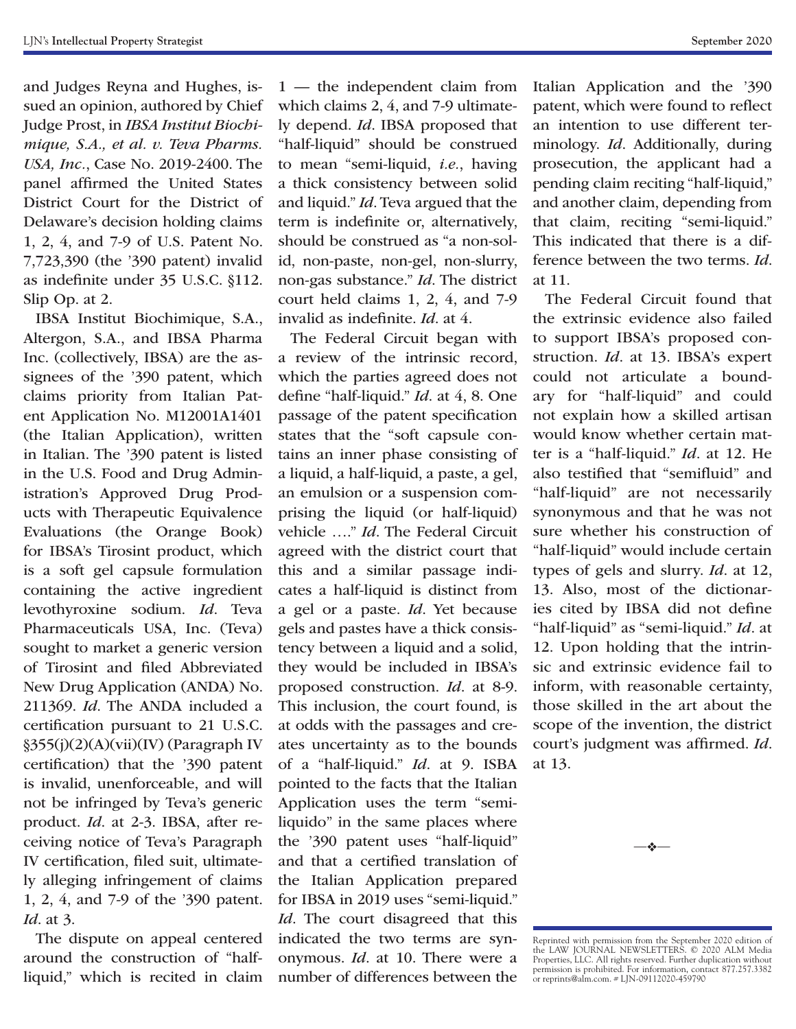and Judges Reyna and Hughes, issued an opinion, authored by Chief Judge Prost, in *IBSA Institut Biochimique, S.A., et al. v. Teva Pharms. USA, Inc*., Case No. 2019-2400. The panel affirmed the United States District Court for the District of Delaware's decision holding claims 1, 2, 4, and 7-9 of U.S. Patent No. 7,723,390 (the '390 patent) invalid as indefinite under 35 U.S.C. §112. Slip Op. at 2.

IBSA Institut Biochimique, S.A., Altergon, S.A., and IBSA Pharma Inc. (collectively, IBSA) are the assignees of the '390 patent, which claims priority from Italian Patent Application No. M12001A1401 (the Italian Application), written in Italian. The '390 patent is listed in the U.S. Food and Drug Administration's Approved Drug Products with Therapeutic Equivalence Evaluations (the Orange Book) for IBSA's Tirosint product, which is a soft gel capsule formulation containing the active ingredient levothyroxine sodium. *Id*. Teva Pharmaceuticals USA, Inc. (Teva) sought to market a generic version of Tirosint and filed Abbreviated New Drug Application (ANDA) No. 211369. *Id*. The ANDA included a certification pursuant to 21 U.S.C. §355(j)(2)(A)(vii)(IV) (Paragraph IV certification) that the '390 patent is invalid, unenforceable, and will not be infringed by Teva's generic product. *Id*. at 2-3. IBSA, after receiving notice of Teva's Paragraph IV certification, filed suit, ultimately alleging infringement of claims 1, 2, 4, and 7-9 of the '390 patent. *Id*. at 3.

The dispute on appeal centered around the construction of "half-liquid," which is recited in claim 1 — the independent claim from which claims 2, 4, and 7-9 ultimately depend. *Id*. IBSA proposed that "half-liquid" should be construed to mean "semi-liquid, *i.e.*, having a thick consistency between solid and liquid." *Id*. Teva argued that the term is indefinite or, alternatively, should be construed as "a non-solid, non-paste, non-gel, non-slurry, non-gas substance." *Id*. The district court held claims 1, 2, 4, and 7-9 invalid as indefinite. *Id*. at 4.

The Federal Circuit began with a review of the intrinsic record, which the parties agreed does not define "half-liquid." *Id*. at 4, 8. One passage of the patent specification states that the "soft capsule contains an inner phase consisting of a liquid, a half-liquid, a paste, a gel, an emulsion or a suspension comprising the liquid (or half-liquid) vehicle …." *Id*. The Federal Circuit agreed with the district court that this and a similar passage indicates a half-liquid is distinct from a gel or a paste. *Id*. Yet because gels and pastes have a thick consistency between a liquid and a solid, they would be included in IBSA's proposed construction. *Id*. at 8-9. This inclusion, the court found, is at odds with the passages and creates uncertainty as to the bounds of a "half-liquid." *Id*. at 9. ISBA pointed to the facts that the Italian Application uses the term "semiliquido" in the same places where the '390 patent uses "half-liquid" and that a certified translation of the Italian Application prepared for IBSA in 2019 uses "semi-liquid." *Id*. The court disagreed that this indicated the two terms are synonymous. *Id*. at 10. There were a number of differences between the Italian Application and the '390 patent, which were found to reflect an intention to use different terminology. *Id*. Additionally, during prosecution, the applicant had a pending claim reciting "half-liquid," and another claim, depending from that claim, reciting "semi-liquid." This indicated that there is a difference between the two terms. *Id*. at 11.

The Federal Circuit found that the extrinsic evidence also failed to support IBSA's proposed construction. *Id*. at 13. IBSA's expert could not articulate a boundary for "half-liquid" and could not explain how a skilled artisan would know whether certain matter is a "half-liquid." *Id*. at 12. He also testified that "semifluid" and "half-liquid" are not necessarily synonymous and that he was not sure whether his construction of "half-liquid" would include certain types of gels and slurry. *Id*. at 12, 13. Also, most of the dictionaries cited by IBSA did not define "half-liquid" as "semi-liquid." *Id*. at 12. Upon holding that the intrinsic and extrinsic evidence fail to inform, with reasonable certainty, those skilled in the art about the scope of the invention, the district court's judgment was affirmed. *Id*. at 13.

—❖—

Reprinted with permission from the September 2020 edition of the LAW JOURNAL NEWSLETTERS. © 2020 ALM Media Properties, LLC. All rights reserved. Further duplication without permission is prohibited. For information, contact 877.257.3382 or reprints@alm.com. # LJN-09112020-459790